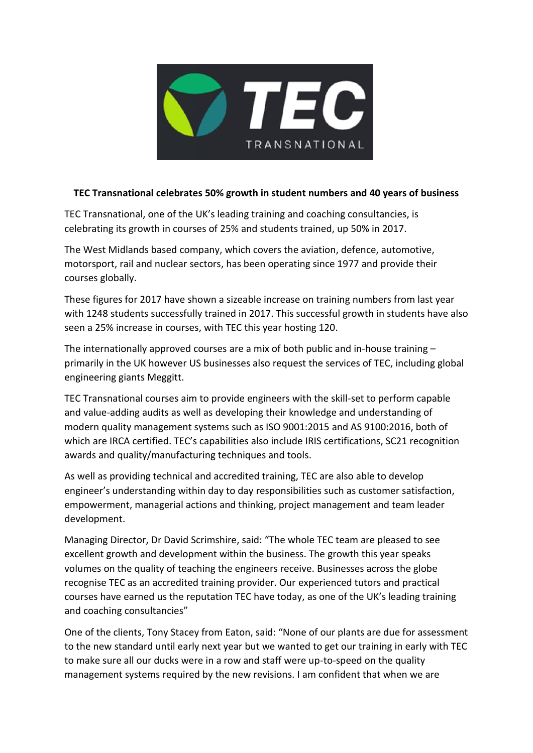**TEC Transnational celebrates 50% growth in student numbers and 40 years of business**

TEC Transnational, one of the UK's leading training and coaching consultancies, is celebrating its growth in courses of 25% and students trained, up 50% in 2017.

The West Midlands based company, which covers the aviation, defence, automotive, motorsport, rail and nuclear sectors, has been operating since 1977 and provide their courses globally.

These figures for 2017 have shown a sizeable increase on training numbers from last year with 1248 students successfully trained in 2017. This successful growth in students have also seen a 25% increase in courses, with TEC this year hosting 120.

The internationally approved courses are a mix of both public and in-house training – primarily in the UK however US businesses also request the services of TEC, including global engineering giants Meggitt.

TEC Transnational courses aim to provide engineers with the skill-set to perform capable and value-adding audits as well as developing their knowledge and understanding of modern quality management systems such as ISO 9001:2015 and AS 9100:2016, both of which are IRCA certified. TEC's capabilities also include IRIS certifications, SC21 recognition awards and quality/manufacturing techniques and tools.

As well as providing technical and accredited training, TEC are also able to develop engineer's understanding within day to day responsibilities such as customer satisfaction, empowerment, managerial actions and thinking, project management and team leader development.

Managing Director, Dr David Scrimshire, said: "The whole TEC team are pleased to see excellent growth and development within the business. The growth this year speaks volumes on the quality of teaching the engineers receive. Businesses across the globe recognise TEC as an accredited training provider. Our experienced tutors and practical courses have earned us the reputation TEC have today, as one of the UK's leading training and coaching consultancies"

One of the clients, Tony Stacey from Eaton, said: "None of our plants are due for assessment to the new standard until early next year but we wanted to get our training in early with TEC to make sure all our ducks were in a row and staff were up-to-speed on the quality management systems required by the new revisions. I am confident that when we are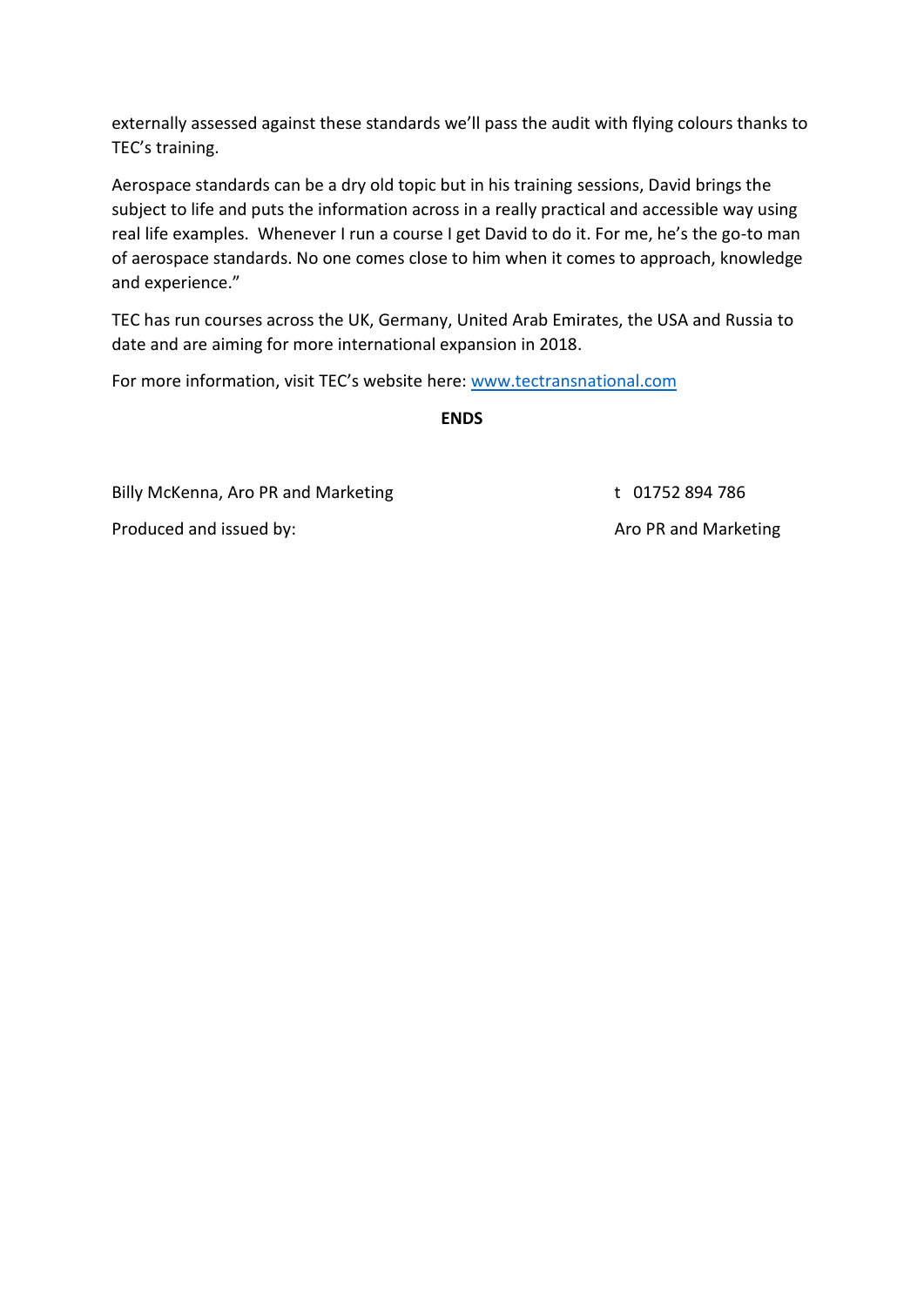externally assessed against these standards we'll pass the audit with flying colours thanks to TEC's training.

Aerospace standards can be a dry old topic but in his training sessions, David brings the subject to life and puts the information across in a really practical and accessible way using real life examples. Whenever I run a course I get David to do it. For me, he's the go-to man of aerospace standards. No one comes close to him when it comes to approach, knowledge and experience."

TEC has run courses across the UK, Germany, United Arab Emirates, the USA and Russia to date and are aiming for more international expansion in 2018.

For more information, visit TEC's website here: [www.tectransnational.com](http://www.tectransnational.com)

**ENDS**

Billy McKenna, Aro PR and Marketing — t 01752 894 786

Produced and issued by: Aro PR and Marketing